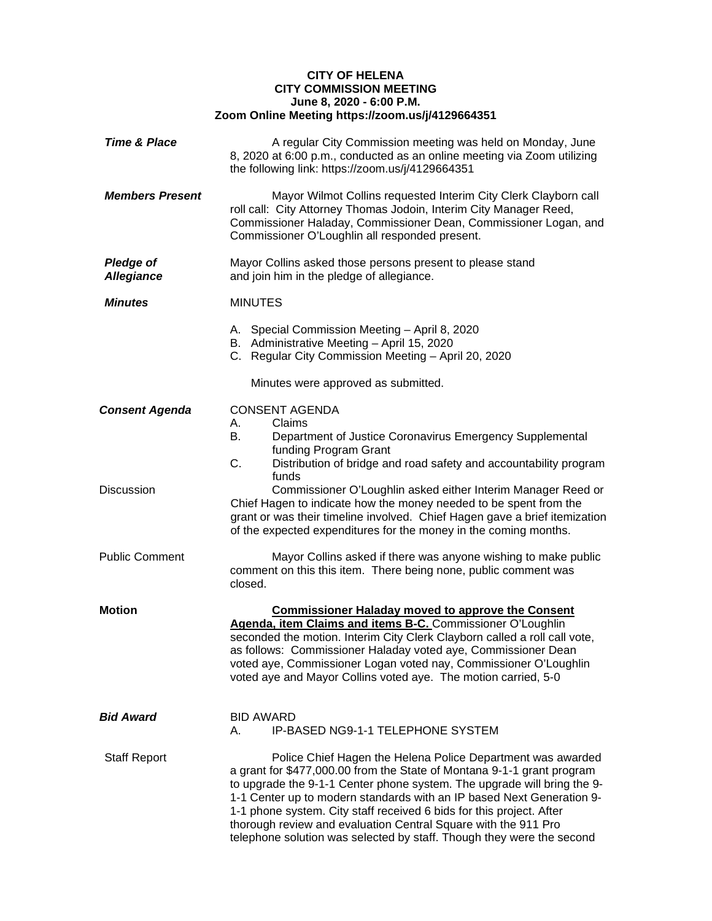**CITY OF HELENA**
**CITY COMMISSION MEETING**
**June 8, 2020 - 6:00 P.M.**
**Zoom Online Meeting https://zoom.us/j/4129664351**

***Time & Place***

A regular City Commission meeting was held on Monday, June 8, 2020 at 6:00 p.m., conducted as an online meeting via Zoom utilizing the following link: https://zoom.us/j/4129664351

***Members Present***

Mayor Wilmot Collins requested Interim City Clerk Clayborn call roll call: City Attorney Thomas Jodoin, Interim City Manager Reed, Commissioner Haladay, Commissioner Dean, Commissioner Logan, and Commissioner O'Loughlin all responded present.

***Pledge of Allegiance***

Mayor Collins asked those persons present to please stand and join him in the pledge of allegiance.

***Minutes***

MINUTES

A. Special Commission Meeting – April 8, 2020
B. Administrative Meeting – April 15, 2020
C. Regular City Commission Meeting – April 20, 2020

Minutes were approved as submitted.

***Consent Agenda***

CONSENT AGENDA

A. Claims
B. Department of Justice Coronavirus Emergency Supplemental funding Program Grant
C. Distribution of bridge and road safety and accountability program funds

Discussion

Commissioner O'Loughlin asked either Interim Manager Reed or Chief Hagen to indicate how the money needed to be spent from the grant or was their timeline involved. Chief Hagen gave a brief itemization of the expected expenditures for the money in the coming months.

Public Comment

Mayor Collins asked if there was anyone wishing to make public comment on this this item. There being none, public comment was closed.

**Motion**

**Commissioner Haladay moved to approve the Consent Agenda, item Claims and items B-C.** Commissioner O'Loughlin seconded the motion. Interim City Clerk Clayborn called a roll call vote, as follows: Commissioner Haladay voted aye, Commissioner Dean voted aye, Commissioner Logan voted nay, Commissioner O'Loughlin voted aye and Mayor Collins voted aye. The motion carried, 5-0

***Bid Award***

BID AWARD

A. IP-BASED NG9-1-1 TELEPHONE SYSTEM

Staff Report

Police Chief Hagen the Helena Police Department was awarded a grant for $477,000.00 from the State of Montana 9-1-1 grant program to upgrade the 9-1-1 Center phone system. The upgrade will bring the 9-1-1 Center up to modern standards with an IP based Next Generation 9-1-1 phone system. City staff received 6 bids for this project. After thorough review and evaluation Central Square with the 911 Pro telephone solution was selected by staff. Though they were the second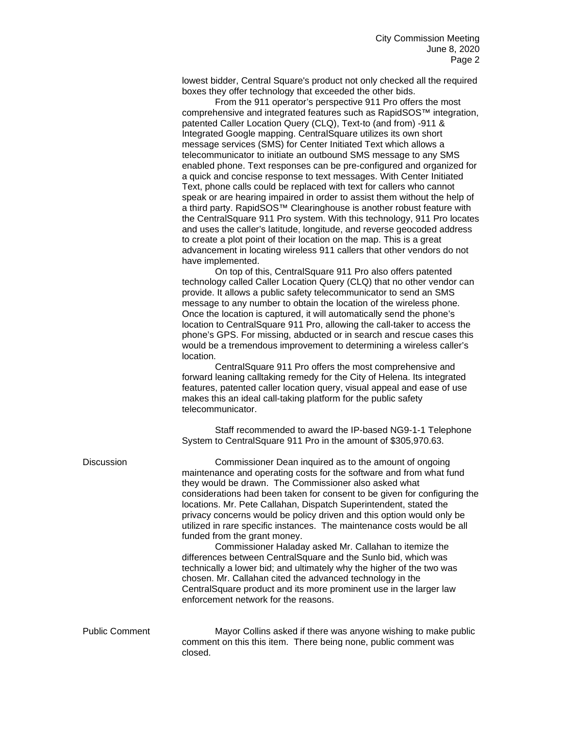lowest bidder, Central Square's product not only checked all the required boxes they offer technology that exceeded the other bids.

From the 911 operator's perspective 911 Pro offers the most comprehensive and integrated features such as RapidSOS™ integration, patented Caller Location Query (CLQ), Text-to (and from) -911 & Integrated Google mapping. CentralSquare utilizes its own short message services (SMS) for Center Initiated Text which allows a telecommunicator to initiate an outbound SMS message to any SMS enabled phone. Text responses can be pre-configured and organized for a quick and concise response to text messages. With Center Initiated Text, phone calls could be replaced with text for callers who cannot speak or are hearing impaired in order to assist them without the help of a third party. RapidSOS™ Clearinghouse is another robust feature with the CentralSquare 911 Pro system. With this technology, 911 Pro locates and uses the caller's latitude, longitude, and reverse geocoded address to create a plot point of their location on the map. This is a great advancement in locating wireless 911 callers that other vendors do not have implemented.

On top of this, CentralSquare 911 Pro also offers patented technology called Caller Location Query (CLQ) that no other vendor can provide. It allows a public safety telecommunicator to send an SMS message to any number to obtain the location of the wireless phone. Once the location is captured, it will automatically send the phone's location to CentralSquare 911 Pro, allowing the call-taker to access the phone's GPS. For missing, abducted or in search and rescue cases this would be a tremendous improvement to determining a wireless caller's location.

CentralSquare 911 Pro offers the most comprehensive and forward leaning calltaking remedy for the City of Helena. Its integrated features, patented caller location query, visual appeal and ease of use makes this an ideal call-taking platform for the public safety telecommunicator.

Staff recommended to award the IP-based NG9-1-1 Telephone System to CentralSquare 911 Pro in the amount of $305,970.63.

**Discussion**

Commissioner Dean inquired as to the amount of ongoing maintenance and operating costs for the software and from what fund they would be drawn. The Commissioner also asked what considerations had been taken for consent to be given for configuring the locations. Mr. Pete Callahan, Dispatch Superintendent, stated the privacy concerns would be policy driven and this option would only be utilized in rare specific instances. The maintenance costs would be all funded from the grant money.

Commissioner Haladay asked Mr. Callahan to itemize the differences between CentralSquare and the Sunlo bid, which was technically a lower bid; and ultimately why the higher of the two was chosen. Mr. Callahan cited the advanced technology in the CentralSquare product and its more prominent use in the larger law enforcement network for the reasons.

**Public Comment**

Mayor Collins asked if there was anyone wishing to make public comment on this this item. There being none, public comment was closed.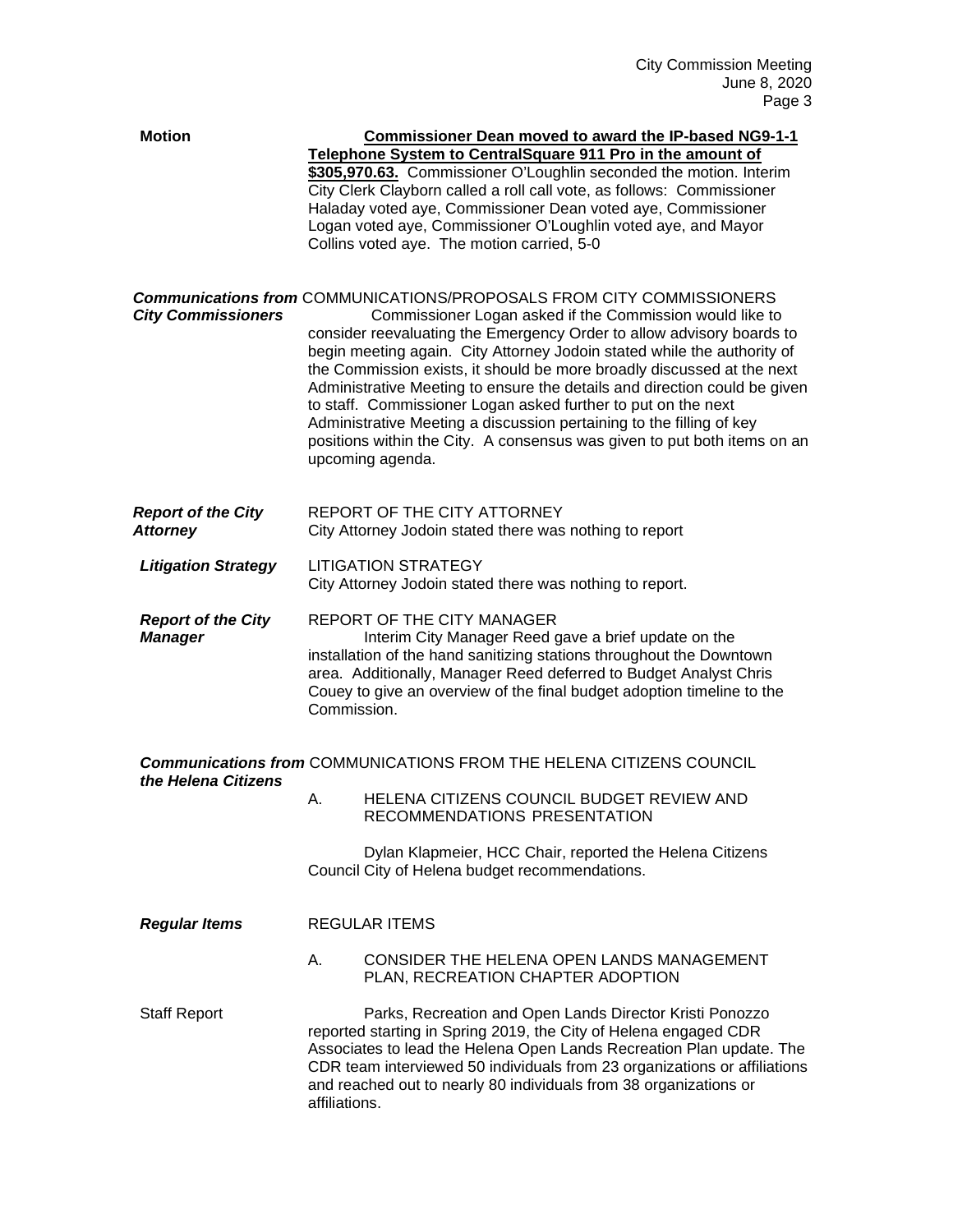**Motion**

**Commissioner Dean moved to award the IP-based NG9-1-1 Telephone System to CentralSquare 911 Pro in the amount of $305,970.63.** Commissioner O'Loughlin seconded the motion. Interim City Clerk Clayborn called a roll call vote, as follows: Commissioner Haladay voted aye, Commissioner Dean voted aye, Commissioner Logan voted aye, Commissioner O'Loughlin voted aye, and Mayor Collins voted aye. The motion carried, 5-0

***Communications from City Commissioners***

COMMUNICATIONS/PROPOSALS FROM CITY COMMISSIONERS

Commissioner Logan asked if the Commission would like to consider reevaluating the Emergency Order to allow advisory boards to begin meeting again. City Attorney Jodoin stated while the authority of the Commission exists, it should be more broadly discussed at the next Administrative Meeting to ensure the details and direction could be given to staff. Commissioner Logan asked further to put on the next Administrative Meeting a discussion pertaining to the filling of key positions within the City. A consensus was given to put both items on an upcoming agenda.

***Report of the City Attorney***

REPORT OF THE CITY ATTORNEY

City Attorney Jodoin stated there was nothing to report

***Litigation Strategy***

LITIGATION STRATEGY

City Attorney Jodoin stated there was nothing to report.

***Report of the City Manager***

REPORT OF THE CITY MANAGER

Interim City Manager Reed gave a brief update on the installation of the hand sanitizing stations throughout the Downtown area. Additionally, Manager Reed deferred to Budget Analyst Chris Couey to give an overview of the final budget adoption timeline to the Commission.

***Communications from the Helena Citizens***

COMMUNICATIONS FROM THE HELENA CITIZENS COUNCIL

A. HELENA CITIZENS COUNCIL BUDGET REVIEW AND RECOMMENDATIONS PRESENTATION

Dylan Klapmeier, HCC Chair, reported the Helena Citizens Council City of Helena budget recommendations.

***Regular Items***

REGULAR ITEMS

A. CONSIDER THE HELENA OPEN LANDS MANAGEMENT PLAN, RECREATION CHAPTER ADOPTION

Staff Report

Parks, Recreation and Open Lands Director Kristi Ponozzo reported starting in Spring 2019, the City of Helena engaged CDR Associates to lead the Helena Open Lands Recreation Plan update. The CDR team interviewed 50 individuals from 23 organizations or affiliations and reached out to nearly 80 individuals from 38 organizations or affiliations.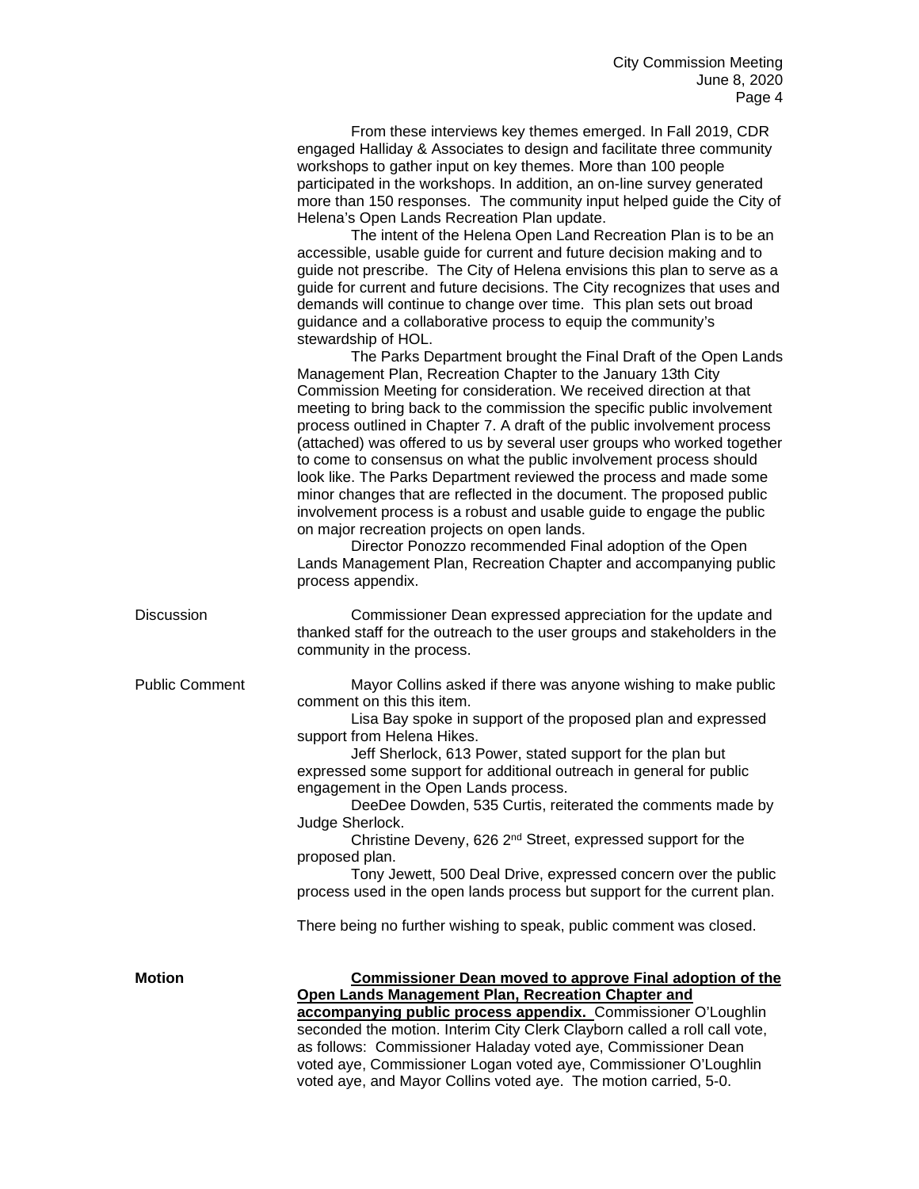From these interviews key themes emerged. In Fall 2019, CDR engaged Halliday & Associates to design and facilitate three community workshops to gather input on key themes. More than 100 people participated in the workshops. In addition, an on-line survey generated more than 150 responses. The community input helped guide the City of Helena's Open Lands Recreation Plan update.

The intent of the Helena Open Land Recreation Plan is to be an accessible, usable guide for current and future decision making and to guide not prescribe. The City of Helena envisions this plan to serve as a guide for current and future decisions. The City recognizes that uses and demands will continue to change over time. This plan sets out broad guidance and a collaborative process to equip the community's stewardship of HOL.

The Parks Department brought the Final Draft of the Open Lands Management Plan, Recreation Chapter to the January 13th City Commission Meeting for consideration. We received direction at that meeting to bring back to the commission the specific public involvement process outlined in Chapter 7. A draft of the public involvement process (attached) was offered to us by several user groups who worked together to come to consensus on what the public involvement process should look like. The Parks Department reviewed the process and made some minor changes that are reflected in the document. The proposed public involvement process is a robust and usable guide to engage the public on major recreation projects on open lands.

Director Ponozzo recommended Final adoption of the Open Lands Management Plan, Recreation Chapter and accompanying public process appendix.

Discussion

Commissioner Dean expressed appreciation for the update and thanked staff for the outreach to the user groups and stakeholders in the community in the process.

Public Comment

Mayor Collins asked if there was anyone wishing to make public comment on this this item.

Lisa Bay spoke in support of the proposed plan and expressed support from Helena Hikes.

Jeff Sherlock, 613 Power, stated support for the plan but expressed some support for additional outreach in general for public engagement in the Open Lands process.

DeeDee Dowden, 535 Curtis, reiterated the comments made by Judge Sherlock.

Christine Deveny, 626 2nd Street, expressed support for the proposed plan.

Tony Jewett, 500 Deal Drive, expressed concern over the public process used in the open lands process but support for the current plan.

There being no further wishing to speak, public comment was closed.

**Motion**

**Commissioner Dean moved to approve Final adoption of the Open Lands Management Plan, Recreation Chapter and accompanying public process appendix.** Commissioner O'Loughlin seconded the motion. Interim City Clerk Clayborn called a roll call vote, as follows: Commissioner Haladay voted aye, Commissioner Dean voted aye, Commissioner Logan voted aye, Commissioner O'Loughlin voted aye, and Mayor Collins voted aye. The motion carried, 5-0.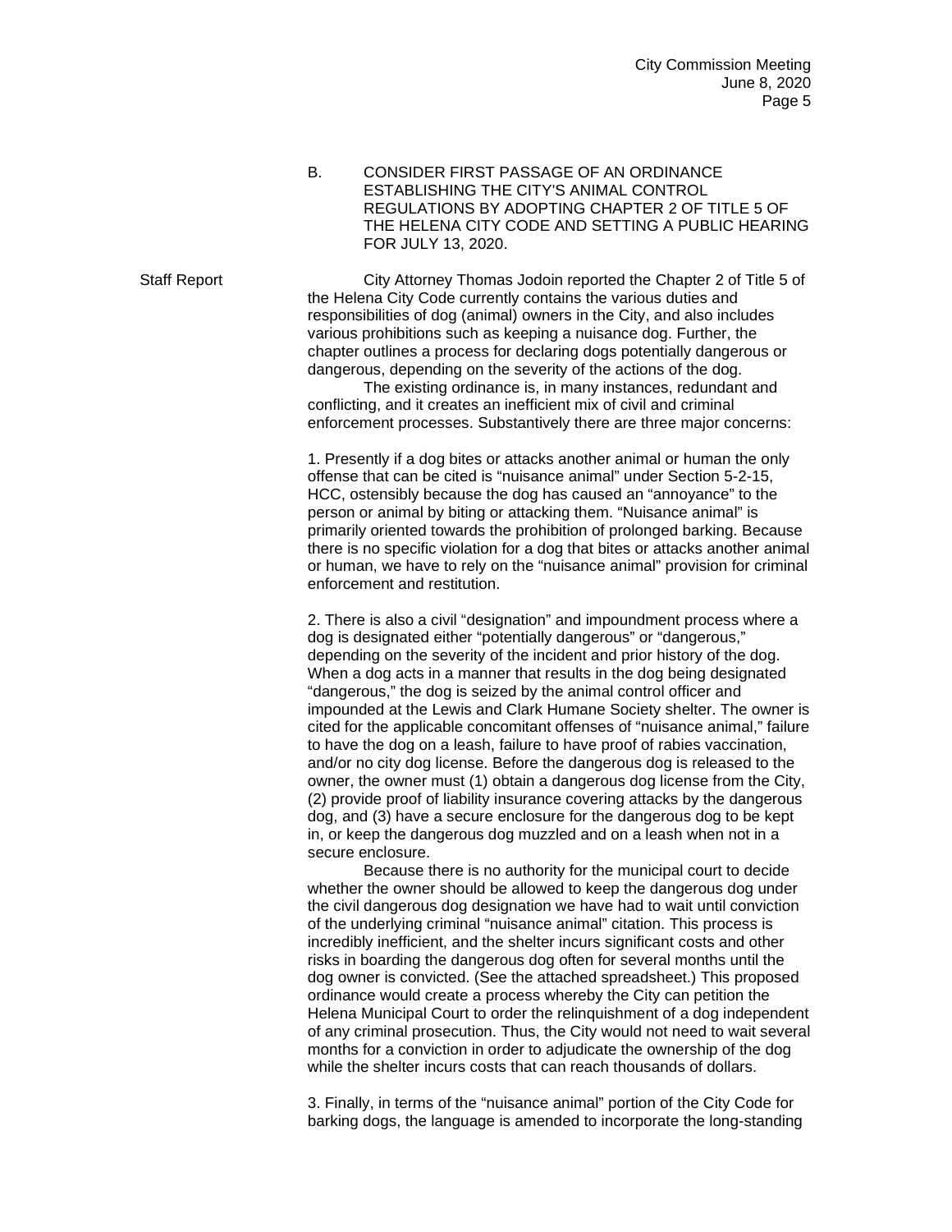B. CONSIDER FIRST PASSAGE OF AN ORDINANCE ESTABLISHING THE CITY'S ANIMAL CONTROL REGULATIONS BY ADOPTING CHAPTER 2 OF TITLE 5 OF THE HELENA CITY CODE AND SETTING A PUBLIC HEARING FOR JULY 13, 2020.

Staff Report

City Attorney Thomas Jodoin reported the Chapter 2 of Title 5 of the Helena City Code currently contains the various duties and responsibilities of dog (animal) owners in the City, and also includes various prohibitions such as keeping a nuisance dog. Further, the chapter outlines a process for declaring dogs potentially dangerous or dangerous, depending on the severity of the actions of the dog.

The existing ordinance is, in many instances, redundant and conflicting, and it creates an inefficient mix of civil and criminal enforcement processes. Substantively there are three major concerns:

1. Presently if a dog bites or attacks another animal or human the only offense that can be cited is "nuisance animal" under Section 5-2-15, HCC, ostensibly because the dog has caused an "annoyance" to the person or animal by biting or attacking them. "Nuisance animal" is primarily oriented towards the prohibition of prolonged barking. Because there is no specific violation for a dog that bites or attacks another animal or human, we have to rely on the "nuisance animal" provision for criminal enforcement and restitution.

2. There is also a civil "designation" and impoundment process where a dog is designated either "potentially dangerous" or "dangerous," depending on the severity of the incident and prior history of the dog. When a dog acts in a manner that results in the dog being designated "dangerous," the dog is seized by the animal control officer and impounded at the Lewis and Clark Humane Society shelter. The owner is cited for the applicable concomitant offenses of "nuisance animal," failure to have the dog on a leash, failure to have proof of rabies vaccination, and/or no city dog license. Before the dangerous dog is released to the owner, the owner must (1) obtain a dangerous dog license from the City, (2) provide proof of liability insurance covering attacks by the dangerous dog, and (3) have a secure enclosure for the dangerous dog to be kept in, or keep the dangerous dog muzzled and on a leash when not in a secure enclosure.

Because there is no authority for the municipal court to decide whether the owner should be allowed to keep the dangerous dog under the civil dangerous dog designation we have had to wait until conviction of the underlying criminal "nuisance animal" citation. This process is incredibly inefficient, and the shelter incurs significant costs and other risks in boarding the dangerous dog often for several months until the dog owner is convicted. (See the attached spreadsheet.) This proposed ordinance would create a process whereby the City can petition the Helena Municipal Court to order the relinquishment of a dog independent of any criminal prosecution. Thus, the City would not need to wait several months for a conviction in order to adjudicate the ownership of the dog while the shelter incurs costs that can reach thousands of dollars.

3. Finally, in terms of the "nuisance animal" portion of the City Code for barking dogs, the language is amended to incorporate the long-standing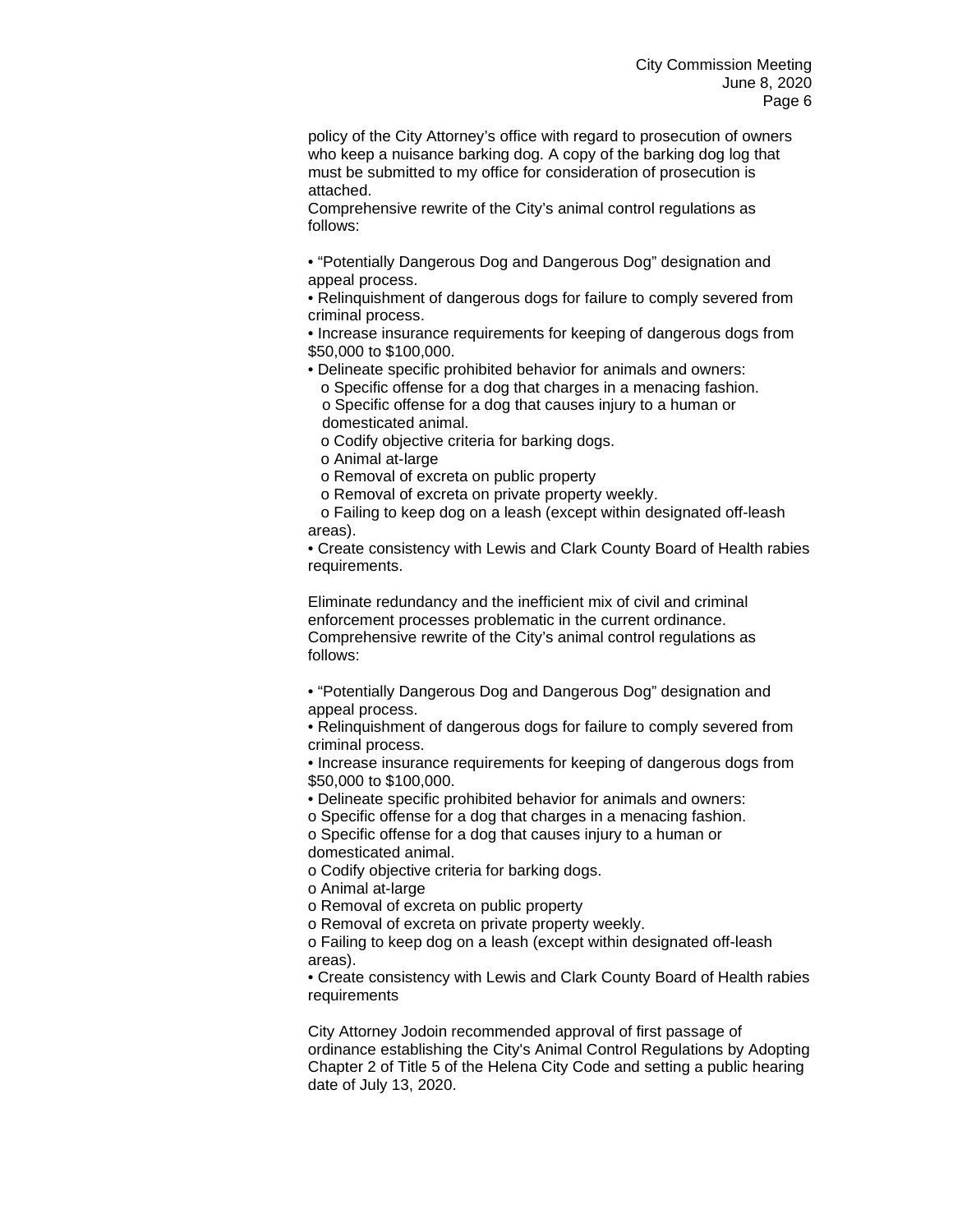policy of the City Attorney's office with regard to prosecution of owners who keep a nuisance barking dog. A copy of the barking dog log that must be submitted to my office for consideration of prosecution is attached.
Comprehensive rewrite of the City's animal control regulations as follows:

- "Potentially Dangerous Dog and Dangerous Dog" designation and appeal process.
- Relinquishment of dangerous dogs for failure to comply severed from criminal process.
- Increase insurance requirements for keeping of dangerous dogs from $50,000 to $100,000.
- Delineate specific prohibited behavior for animals and owners:
  - Specific offense for a dog that charges in a menacing fashion.
  - Specific offense for a dog that causes injury to a human or domesticated animal.
  - Codify objective criteria for barking dogs.
  - Animal at-large
  - Removal of excreta on public property
  - Removal of excreta on private property weekly.
  - Failing to keep dog on a leash (except within designated off-leash areas).
- Create consistency with Lewis and Clark County Board of Health rabies requirements.

Eliminate redundancy and the inefficient mix of civil and criminal enforcement processes problematic in the current ordinance.
Comprehensive rewrite of the City's animal control regulations as follows:

- "Potentially Dangerous Dog and Dangerous Dog" designation and appeal process.
- Relinquishment of dangerous dogs for failure to comply severed from criminal process.
- Increase insurance requirements for keeping of dangerous dogs from $50,000 to $100,000.
- Delineate specific prohibited behavior for animals and owners:
  - Specific offense for a dog that charges in a menacing fashion.
  - Specific offense for a dog that causes injury to a human or domesticated animal.
  - Codify objective criteria for barking dogs.
  - Animal at-large
  - Removal of excreta on public property
  - Removal of excreta on private property weekly.
  - Failing to keep dog on a leash (except within designated off-leash areas).
- Create consistency with Lewis and Clark County Board of Health rabies requirements

City Attorney Jodoin recommended approval of first passage of ordinance establishing the City's Animal Control Regulations by Adopting Chapter 2 of Title 5 of the Helena City Code and setting a public hearing date of July 13, 2020.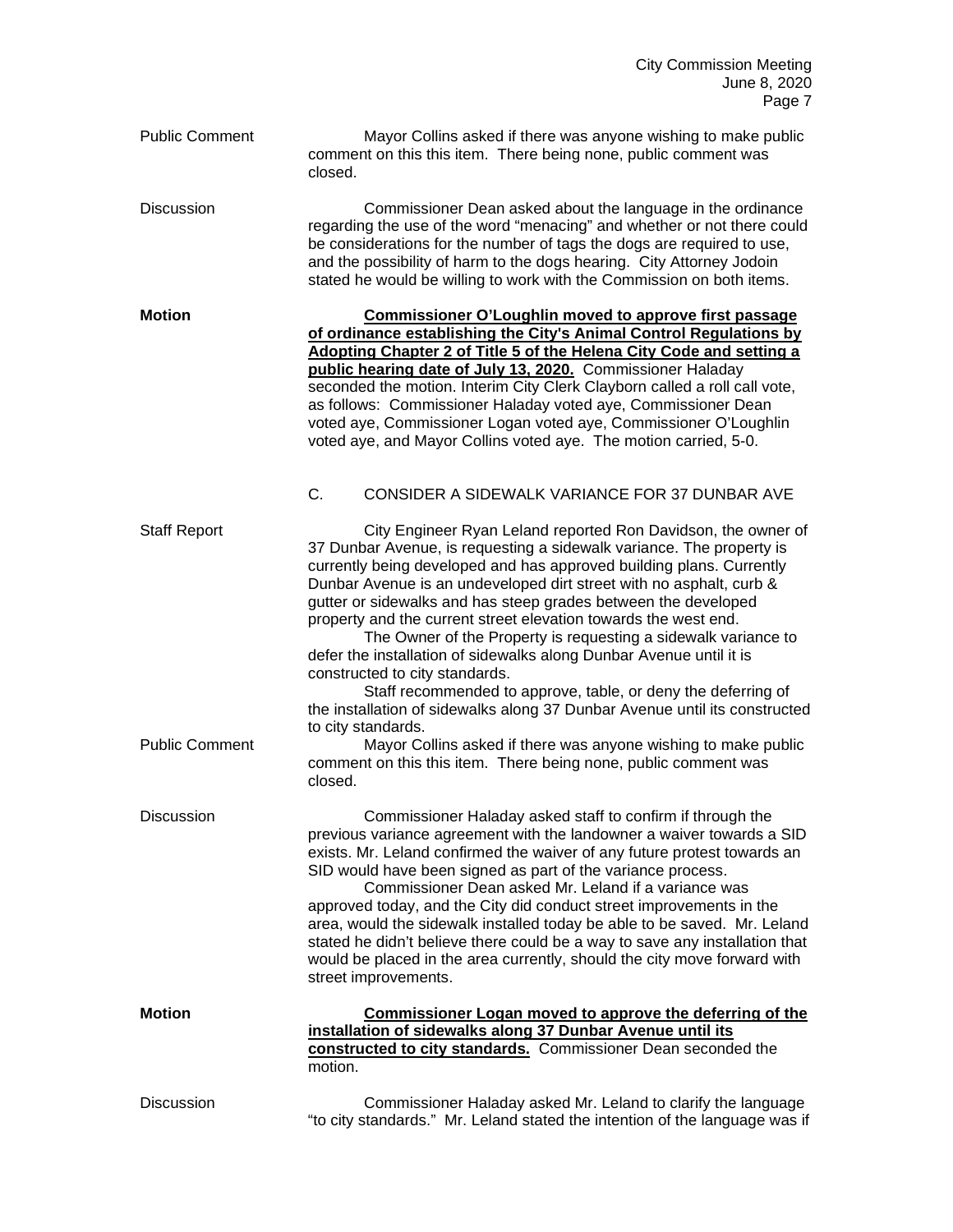Public Comment

Mayor Collins asked if there was anyone wishing to make public comment on this this item. There being none, public comment was closed.

Discussion

Commissioner Dean asked about the language in the ordinance regarding the use of the word "menacing" and whether or not there could be considerations for the number of tags the dogs are required to use, and the possibility of harm to the dogs hearing. City Attorney Jodoin stated he would be willing to work with the Commission on both items.

**Motion**

**Commissioner O'Loughlin moved to approve first passage of ordinance establishing the City's Animal Control Regulations by Adopting Chapter 2 of Title 5 of the Helena City Code and setting a public hearing date of July 13, 2020.** Commissioner Haladay seconded the motion. Interim City Clerk Clayborn called a roll call vote, as follows: Commissioner Haladay voted aye, Commissioner Dean voted aye, Commissioner Logan voted aye, Commissioner O'Loughlin voted aye, and Mayor Collins voted aye. The motion carried, 5-0.

C. CONSIDER A SIDEWALK VARIANCE FOR 37 DUNBAR AVE

Staff Report

City Engineer Ryan Leland reported Ron Davidson, the owner of 37 Dunbar Avenue, is requesting a sidewalk variance. The property is currently being developed and has approved building plans. Currently Dunbar Avenue is an undeveloped dirt street with no asphalt, curb & gutter or sidewalks and has steep grades between the developed property and the current street elevation towards the west end.

The Owner of the Property is requesting a sidewalk variance to defer the installation of sidewalks along Dunbar Avenue until it is constructed to city standards.

Staff recommended to approve, table, or deny the deferring of the installation of sidewalks along 37 Dunbar Avenue until its constructed to city standards.

Public Comment

Mayor Collins asked if there was anyone wishing to make public comment on this this item. There being none, public comment was closed.

Discussion

Commissioner Haladay asked staff to confirm if through the previous variance agreement with the landowner a waiver towards a SID exists. Mr. Leland confirmed the waiver of any future protest towards an SID would have been signed as part of the variance process.

Commissioner Dean asked Mr. Leland if a variance was approved today, and the City did conduct street improvements in the area, would the sidewalk installed today be able to be saved. Mr. Leland stated he didn't believe there could be a way to save any installation that would be placed in the area currently, should the city move forward with street improvements.

**Motion**

**Commissioner Logan moved to approve the deferring of the installation of sidewalks along 37 Dunbar Avenue until its constructed to city standards.** Commissioner Dean seconded the motion.

Discussion

Commissioner Haladay asked Mr. Leland to clarify the language "to city standards." Mr. Leland stated the intention of the language was if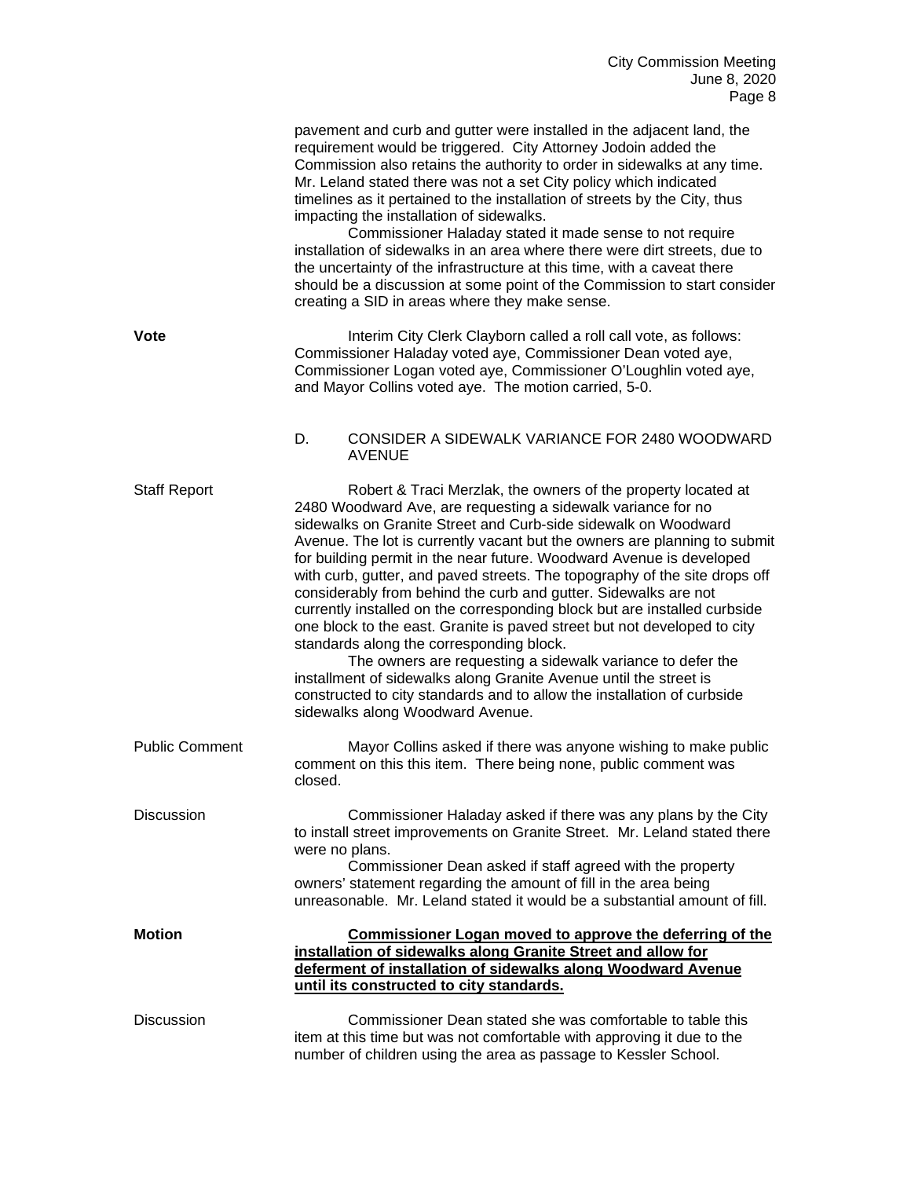pavement and curb and gutter were installed in the adjacent land, the requirement would be triggered. City Attorney Jodoin added the Commission also retains the authority to order in sidewalks at any time. Mr. Leland stated there was not a set City policy which indicated timelines as it pertained to the installation of streets by the City, thus impacting the installation of sidewalks.

Commissioner Haladay stated it made sense to not require installation of sidewalks in an area where there were dirt streets, due to the uncertainty of the infrastructure at this time, with a caveat there should be a discussion at some point of the Commission to start consider creating a SID in areas where they make sense.

**Vote**

Interim City Clerk Clayborn called a roll call vote, as follows: Commissioner Haladay voted aye, Commissioner Dean voted aye, Commissioner Logan voted aye, Commissioner O'Loughlin voted aye, and Mayor Collins voted aye. The motion carried, 5-0.

D. CONSIDER A SIDEWALK VARIANCE FOR 2480 WOODWARD AVENUE

Staff Report

Robert & Traci Merzlak, the owners of the property located at 2480 Woodward Ave, are requesting a sidewalk variance for no sidewalks on Granite Street and Curb-side sidewalk on Woodward Avenue. The lot is currently vacant but the owners are planning to submit for building permit in the near future. Woodward Avenue is developed with curb, gutter, and paved streets. The topography of the site drops off considerably from behind the curb and gutter. Sidewalks are not currently installed on the corresponding block but are installed curbside one block to the east. Granite is paved street but not developed to city standards along the corresponding block.

The owners are requesting a sidewalk variance to defer the installment of sidewalks along Granite Avenue until the street is constructed to city standards and to allow the installation of curbside sidewalks along Woodward Avenue.

Public Comment

Mayor Collins asked if there was anyone wishing to make public comment on this this item. There being none, public comment was closed.

Discussion

Commissioner Haladay asked if there was any plans by the City to install street improvements on Granite Street. Mr. Leland stated there were no plans.

Commissioner Dean asked if staff agreed with the property owners' statement regarding the amount of fill in the area being unreasonable. Mr. Leland stated it would be a substantial amount of fill.

**Motion**

**Commissioner Logan moved to approve the deferring of the installation of sidewalks along Granite Street and allow for deferment of installation of sidewalks along Woodward Avenue until its constructed to city standards.**

Discussion

Commissioner Dean stated she was comfortable to table this item at this time but was not comfortable with approving it due to the number of children using the area as passage to Kessler School.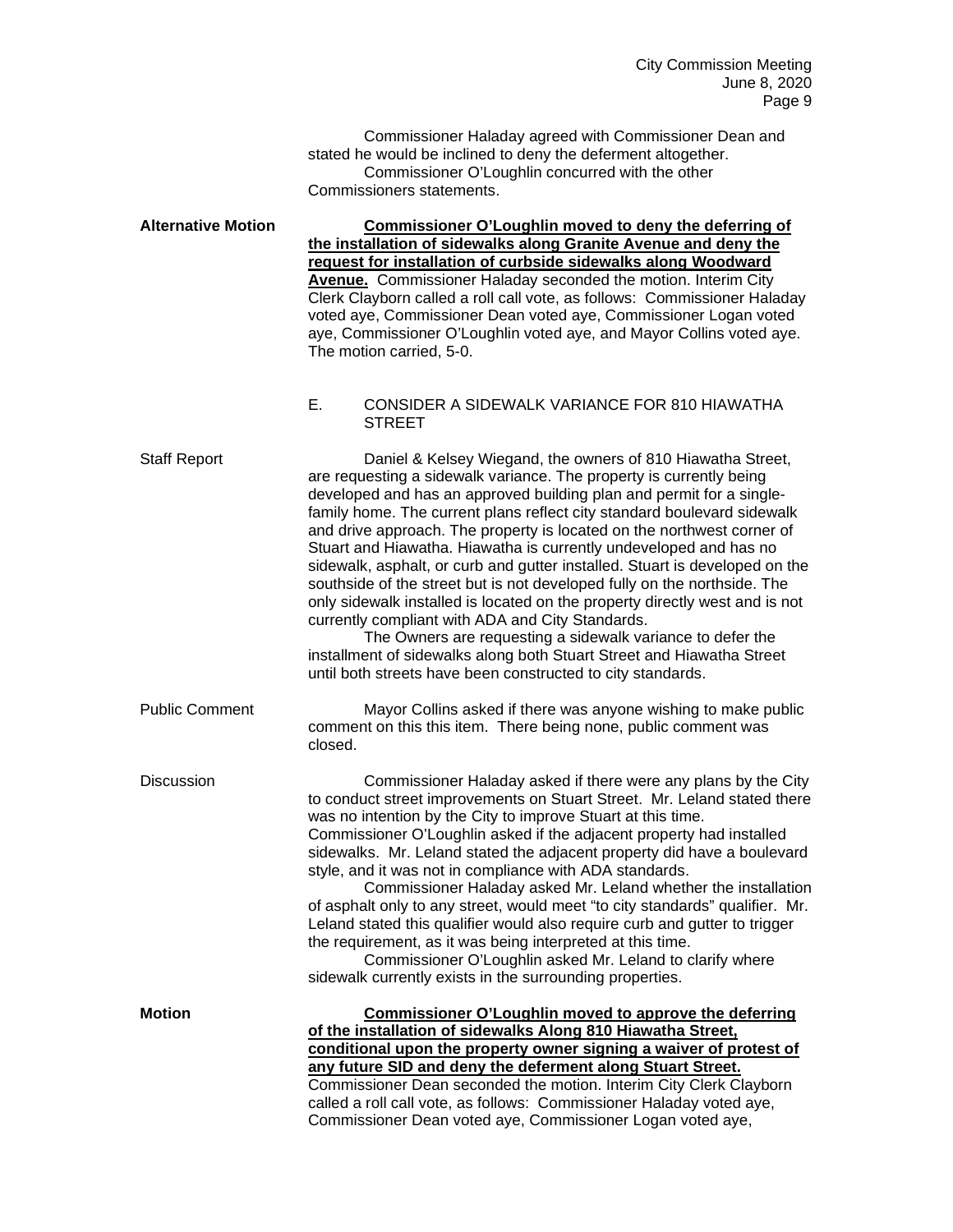Commissioner Haladay agreed with Commissioner Dean and stated he would be inclined to deny the deferment altogether.

Commissioner O'Loughlin concurred with the other Commissioners statements.

**Alternative Motion**

**Commissioner O'Loughlin moved to deny the deferring of the installation of sidewalks along Granite Avenue and deny the request for installation of curbside sidewalks along Woodward Avenue.** Commissioner Haladay seconded the motion. Interim City Clerk Clayborn called a roll call vote, as follows: Commissioner Haladay voted aye, Commissioner Dean voted aye, Commissioner Logan voted aye, Commissioner O'Loughlin voted aye, and Mayor Collins voted aye. The motion carried, 5-0.

E. CONSIDER A SIDEWALK VARIANCE FOR 810 HIAWATHA STREET

Staff Report

Daniel & Kelsey Wiegand, the owners of 810 Hiawatha Street, are requesting a sidewalk variance. The property is currently being developed and has an approved building plan and permit for a single-family home. The current plans reflect city standard boulevard sidewalk and drive approach. The property is located on the northwest corner of Stuart and Hiawatha. Hiawatha is currently undeveloped and has no sidewalk, asphalt, or curb and gutter installed. Stuart is developed on the southside of the street but is not developed fully on the northside. The only sidewalk installed is located on the property directly west and is not currently compliant with ADA and City Standards.

The Owners are requesting a sidewalk variance to defer the installment of sidewalks along both Stuart Street and Hiawatha Street until both streets have been constructed to city standards.

Public Comment

Mayor Collins asked if there was anyone wishing to make public comment on this this item. There being none, public comment was closed.

Discussion

Commissioner Haladay asked if there were any plans by the City to conduct street improvements on Stuart Street. Mr. Leland stated there was no intention by the City to improve Stuart at this time. Commissioner O'Loughlin asked if the adjacent property had installed sidewalks. Mr. Leland stated the adjacent property did have a boulevard style, and it was not in compliance with ADA standards.

Commissioner Haladay asked Mr. Leland whether the installation of asphalt only to any street, would meet "to city standards" qualifier. Mr. Leland stated this qualifier would also require curb and gutter to trigger the requirement, as it was being interpreted at this time.

Commissioner O'Loughlin asked Mr. Leland to clarify where sidewalk currently exists in the surrounding properties.

**Motion**

**Commissioner O'Loughlin moved to approve the deferring of the installation of sidewalks Along 810 Hiawatha Street, conditional upon the property owner signing a waiver of protest of any future SID and deny the deferment along Stuart Street.** Commissioner Dean seconded the motion. Interim City Clerk Clayborn called a roll call vote, as follows: Commissioner Haladay voted aye, Commissioner Dean voted aye, Commissioner Logan voted aye,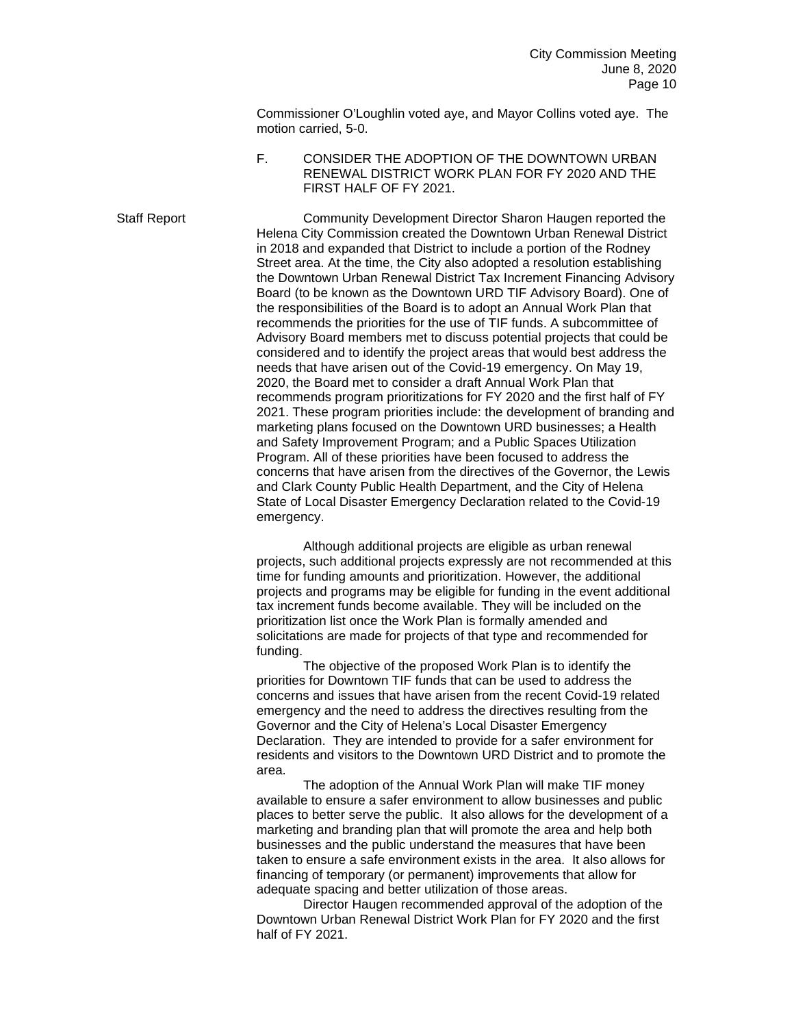Commissioner O'Loughlin voted aye, and Mayor Collins voted aye. The motion carried, 5-0.

F. CONSIDER THE ADOPTION OF THE DOWNTOWN URBAN RENEWAL DISTRICT WORK PLAN FOR FY 2020 AND THE FIRST HALF OF FY 2021.

Staff Report

Community Development Director Sharon Haugen reported the Helena City Commission created the Downtown Urban Renewal District in 2018 and expanded that District to include a portion of the Rodney Street area. At the time, the City also adopted a resolution establishing the Downtown Urban Renewal District Tax Increment Financing Advisory Board (to be known as the Downtown URD TIF Advisory Board). One of the responsibilities of the Board is to adopt an Annual Work Plan that recommends the priorities for the use of TIF funds. A subcommittee of Advisory Board members met to discuss potential projects that could be considered and to identify the project areas that would best address the needs that have arisen out of the Covid-19 emergency. On May 19, 2020, the Board met to consider a draft Annual Work Plan that recommends program prioritizations for FY 2020 and the first half of FY 2021. These program priorities include: the development of branding and marketing plans focused on the Downtown URD businesses; a Health and Safety Improvement Program; and a Public Spaces Utilization Program. All of these priorities have been focused to address the concerns that have arisen from the directives of the Governor, the Lewis and Clark County Public Health Department, and the City of Helena State of Local Disaster Emergency Declaration related to the Covid-19 emergency.

Although additional projects are eligible as urban renewal projects, such additional projects expressly are not recommended at this time for funding amounts and prioritization. However, the additional projects and programs may be eligible for funding in the event additional tax increment funds become available. They will be included on the prioritization list once the Work Plan is formally amended and solicitations are made for projects of that type and recommended for funding.

The objective of the proposed Work Plan is to identify the priorities for Downtown TIF funds that can be used to address the concerns and issues that have arisen from the recent Covid-19 related emergency and the need to address the directives resulting from the Governor and the City of Helena's Local Disaster Emergency Declaration. They are intended to provide for a safer environment for residents and visitors to the Downtown URD District and to promote the area.

The adoption of the Annual Work Plan will make TIF money available to ensure a safer environment to allow businesses and public places to better serve the public. It also allows for the development of a marketing and branding plan that will promote the area and help both businesses and the public understand the measures that have been taken to ensure a safe environment exists in the area. It also allows for financing of temporary (or permanent) improvements that allow for adequate spacing and better utilization of those areas.

Director Haugen recommended approval of the adoption of the Downtown Urban Renewal District Work Plan for FY 2020 and the first half of FY 2021.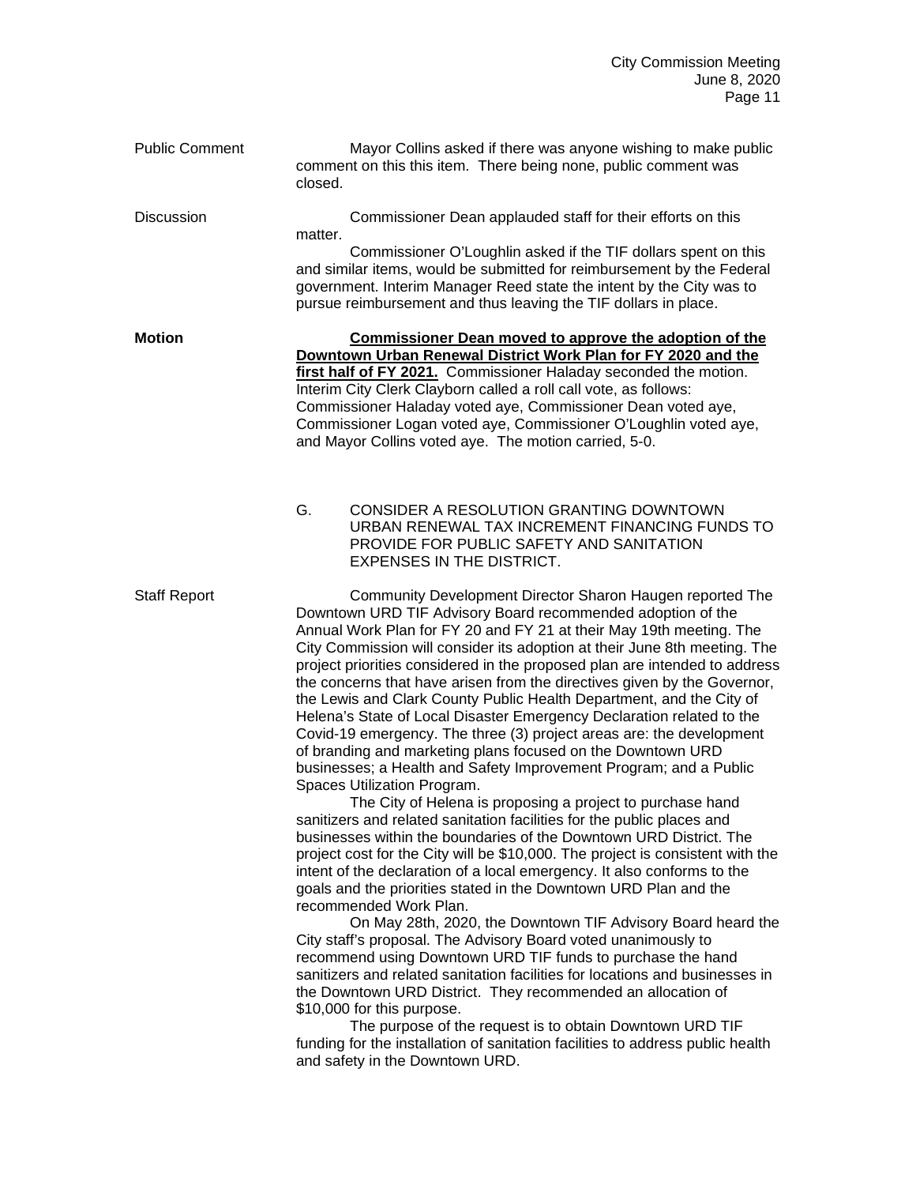**Public Comment**

Mayor Collins asked if there was anyone wishing to make public comment on this this item. There being none, public comment was closed.

**Discussion**

Commissioner Dean applauded staff for their efforts on this matter.

Commissioner O'Loughlin asked if the TIF dollars spent on this and similar items, would be submitted for reimbursement by the Federal government. Interim Manager Reed state the intent by the City was to pursue reimbursement and thus leaving the TIF dollars in place.

**Motion**

**Commissioner Dean moved to approve the adoption of the Downtown Urban Renewal District Work Plan for FY 2020 and the first half of FY 2021.** Commissioner Haladay seconded the motion. Interim City Clerk Clayborn called a roll call vote, as follows: Commissioner Haladay voted aye, Commissioner Dean voted aye, Commissioner Logan voted aye, Commissioner O'Loughlin voted aye, and Mayor Collins voted aye. The motion carried, 5-0.

G. CONSIDER A RESOLUTION GRANTING DOWNTOWN URBAN RENEWAL TAX INCREMENT FINANCING FUNDS TO PROVIDE FOR PUBLIC SAFETY AND SANITATION EXPENSES IN THE DISTRICT.

**Staff Report**

Community Development Director Sharon Haugen reported The Downtown URD TIF Advisory Board recommended adoption of the Annual Work Plan for FY 20 and FY 21 at their May 19th meeting. The City Commission will consider its adoption at their June 8th meeting. The project priorities considered in the proposed plan are intended to address the concerns that have arisen from the directives given by the Governor, the Lewis and Clark County Public Health Department, and the City of Helena's State of Local Disaster Emergency Declaration related to the Covid-19 emergency. The three (3) project areas are: the development of branding and marketing plans focused on the Downtown URD businesses; a Health and Safety Improvement Program; and a Public Spaces Utilization Program.

The City of Helena is proposing a project to purchase hand sanitizers and related sanitation facilities for the public places and businesses within the boundaries of the Downtown URD District. The project cost for the City will be $10,000. The project is consistent with the intent of the declaration of a local emergency. It also conforms to the goals and the priorities stated in the Downtown URD Plan and the recommended Work Plan.

On May 28th, 2020, the Downtown TIF Advisory Board heard the City staff's proposal. The Advisory Board voted unanimously to recommend using Downtown URD TIF funds to purchase the hand sanitizers and related sanitation facilities for locations and businesses in the Downtown URD District. They recommended an allocation of $10,000 for this purpose.

The purpose of the request is to obtain Downtown URD TIF funding for the installation of sanitation facilities to address public health and safety in the Downtown URD.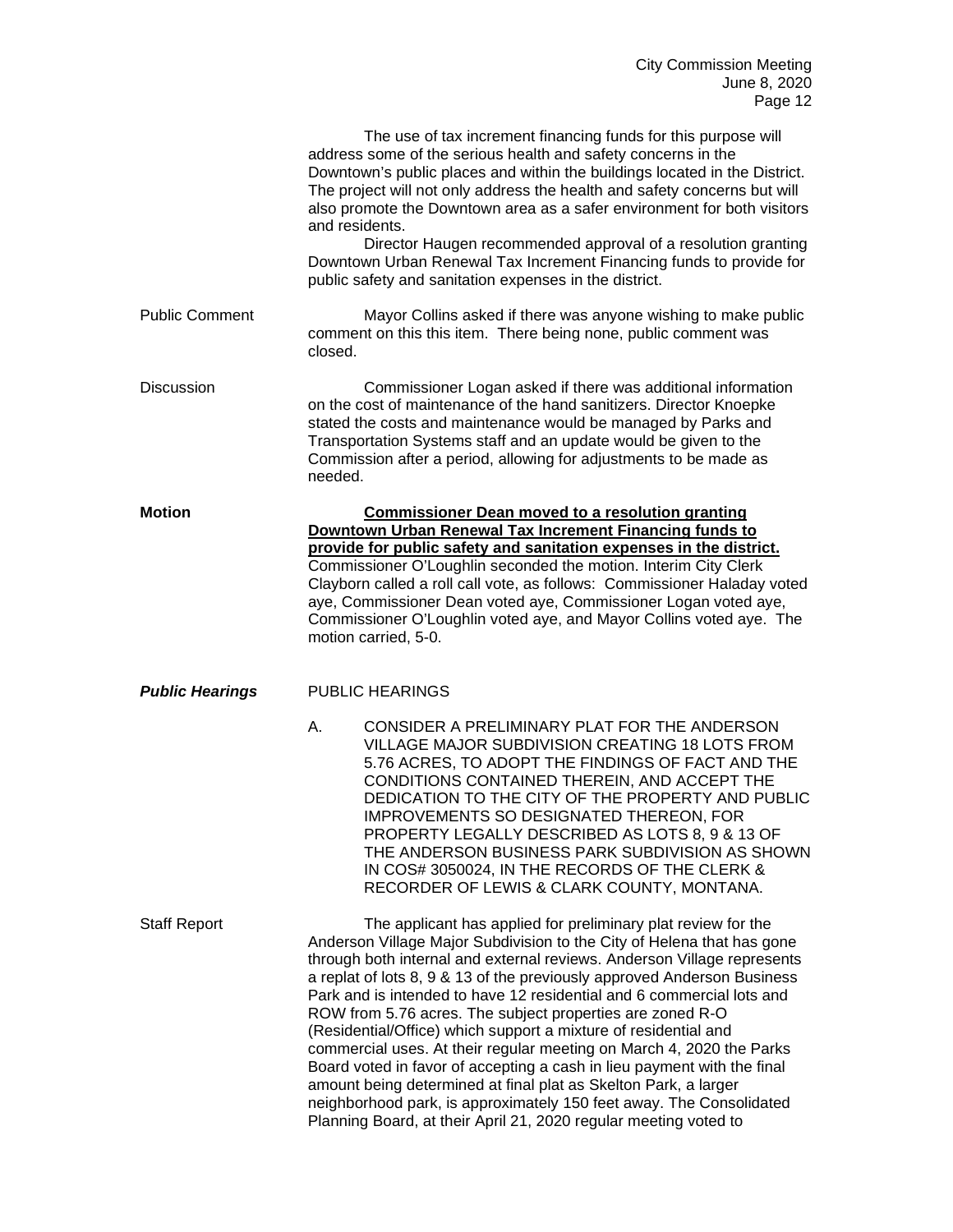The use of tax increment financing funds for this purpose will address some of the serious health and safety concerns in the Downtown's public places and within the buildings located in the District. The project will not only address the health and safety concerns but will also promote the Downtown area as a safer environment for both visitors and residents.

Director Haugen recommended approval of a resolution granting Downtown Urban Renewal Tax Increment Financing funds to provide for public safety and sanitation expenses in the district.

Public Comment

Mayor Collins asked if there was anyone wishing to make public comment on this this item. There being none, public comment was closed.

Discussion

Commissioner Logan asked if there was additional information on the cost of maintenance of the hand sanitizers. Director Knoepke stated the costs and maintenance would be managed by Parks and Transportation Systems staff and an update would be given to the Commission after a period, allowing for adjustments to be made as needed.

**Motion**

**Commissioner Dean moved to a resolution granting Downtown Urban Renewal Tax Increment Financing funds to provide for public safety and sanitation expenses in the district.** Commissioner O'Loughlin seconded the motion. Interim City Clerk Clayborn called a roll call vote, as follows: Commissioner Haladay voted aye, Commissioner Dean voted aye, Commissioner Logan voted aye, Commissioner O'Loughlin voted aye, and Mayor Collins voted aye. The motion carried, 5-0.

***Public Hearings***

PUBLIC HEARINGS

A. CONSIDER A PRELIMINARY PLAT FOR THE ANDERSON VILLAGE MAJOR SUBDIVISION CREATING 18 LOTS FROM 5.76 ACRES, TO ADOPT THE FINDINGS OF FACT AND THE CONDITIONS CONTAINED THEREIN, AND ACCEPT THE DEDICATION TO THE CITY OF THE PROPERTY AND PUBLIC IMPROVEMENTS SO DESIGNATED THEREON, FOR PROPERTY LEGALLY DESCRIBED AS LOTS 8, 9 & 13 OF THE ANDERSON BUSINESS PARK SUBDIVISION AS SHOWN IN COS# 3050024, IN THE RECORDS OF THE CLERK & RECORDER OF LEWIS & CLARK COUNTY, MONTANA.

Staff Report

The applicant has applied for preliminary plat review for the Anderson Village Major Subdivision to the City of Helena that has gone through both internal and external reviews. Anderson Village represents a replat of lots 8, 9 & 13 of the previously approved Anderson Business Park and is intended to have 12 residential and 6 commercial lots and ROW from 5.76 acres. The subject properties are zoned R-O (Residential/Office) which support a mixture of residential and commercial uses. At their regular meeting on March 4, 2020 the Parks Board voted in favor of accepting a cash in lieu payment with the final amount being determined at final plat as Skelton Park, a larger neighborhood park, is approximately 150 feet away. The Consolidated Planning Board, at their April 21, 2020 regular meeting voted to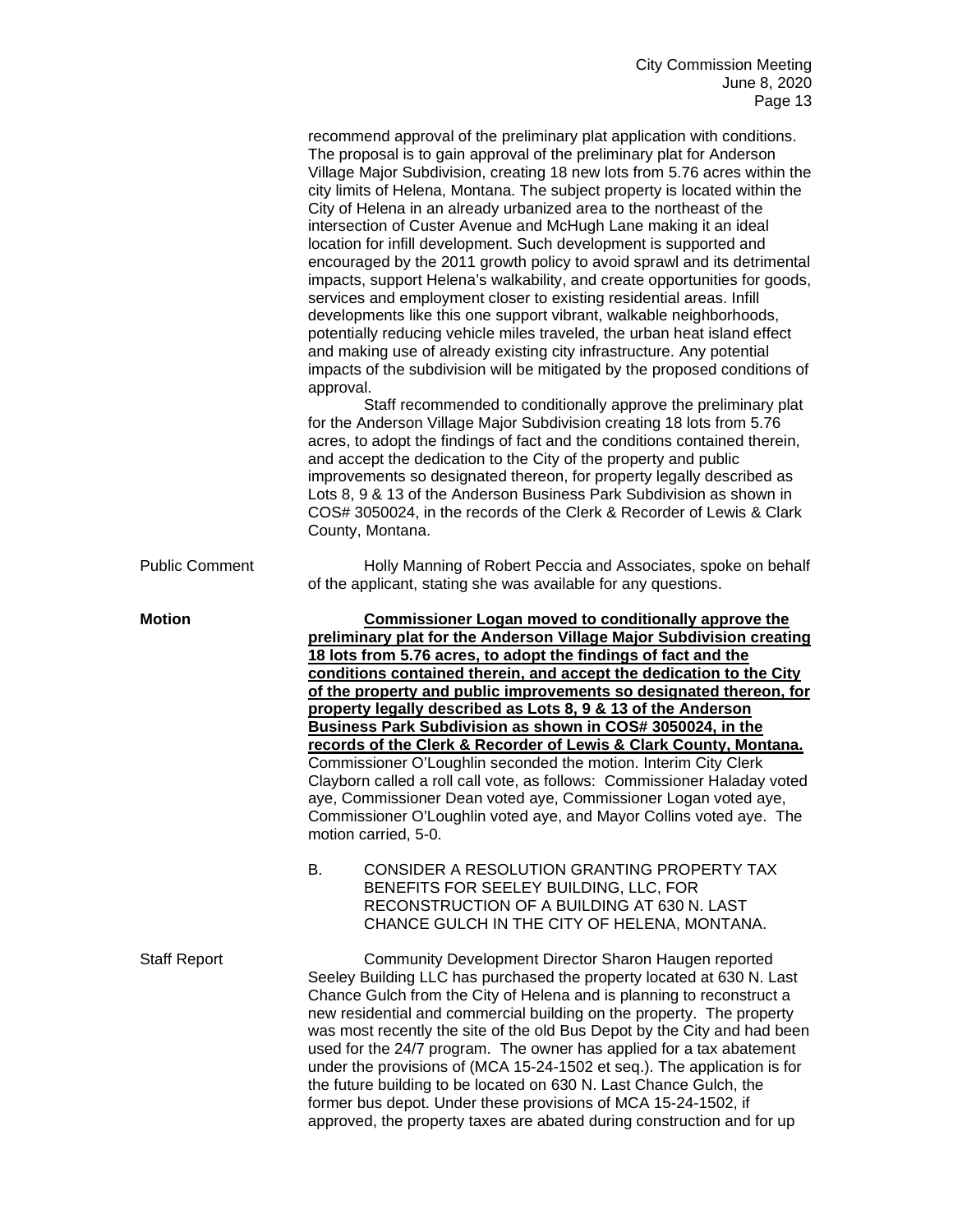recommend approval of the preliminary plat application with conditions. The proposal is to gain approval of the preliminary plat for Anderson Village Major Subdivision, creating 18 new lots from 5.76 acres within the city limits of Helena, Montana. The subject property is located within the City of Helena in an already urbanized area to the northeast of the intersection of Custer Avenue and McHugh Lane making it an ideal location for infill development. Such development is supported and encouraged by the 2011 growth policy to avoid sprawl and its detrimental impacts, support Helena's walkability, and create opportunities for goods, services and employment closer to existing residential areas. Infill developments like this one support vibrant, walkable neighborhoods, potentially reducing vehicle miles traveled, the urban heat island effect and making use of already existing city infrastructure. Any potential impacts of the subdivision will be mitigated by the proposed conditions of approval.

Staff recommended to conditionally approve the preliminary plat for the Anderson Village Major Subdivision creating 18 lots from 5.76 acres, to adopt the findings of fact and the conditions contained therein, and accept the dedication to the City of the property and public improvements so designated thereon, for property legally described as Lots 8, 9 & 13 of the Anderson Business Park Subdivision as shown in COS# 3050024, in the records of the Clerk & Recorder of Lewis & Clark County, Montana.

Public Comment

Holly Manning of Robert Peccia and Associates, spoke on behalf of the applicant, stating she was available for any questions.

**Motion**

**Commissioner Logan moved to conditionally approve the preliminary plat for the Anderson Village Major Subdivision creating 18 lots from 5.76 acres, to adopt the findings of fact and the conditions contained therein, and accept the dedication to the City of the property and public improvements so designated thereon, for property legally described as Lots 8, 9 & 13 of the Anderson Business Park Subdivision as shown in COS# 3050024, in the records of the Clerk & Recorder of Lewis & Clark County, Montana.** Commissioner O'Loughlin seconded the motion. Interim City Clerk Clayborn called a roll call vote, as follows: Commissioner Haladay voted aye, Commissioner Dean voted aye, Commissioner Logan voted aye, Commissioner O'Loughlin voted aye, and Mayor Collins voted aye. The motion carried, 5-0.

B. CONSIDER A RESOLUTION GRANTING PROPERTY TAX BENEFITS FOR SEELEY BUILDING, LLC, FOR RECONSTRUCTION OF A BUILDING AT 630 N. LAST CHANCE GULCH IN THE CITY OF HELENA, MONTANA.

Staff Report

Community Development Director Sharon Haugen reported Seeley Building LLC has purchased the property located at 630 N. Last Chance Gulch from the City of Helena and is planning to reconstruct a new residential and commercial building on the property. The property was most recently the site of the old Bus Depot by the City and had been used for the 24/7 program. The owner has applied for a tax abatement under the provisions of (MCA 15-24-1502 et seq.). The application is for the future building to be located on 630 N. Last Chance Gulch, the former bus depot. Under these provisions of MCA 15-24-1502, if approved, the property taxes are abated during construction and for up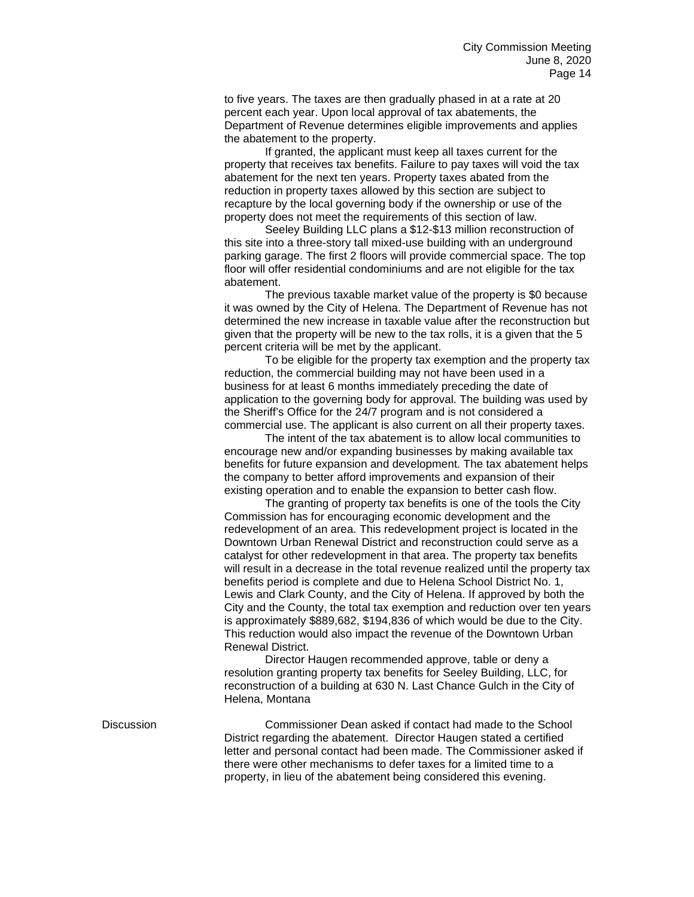to five years. The taxes are then gradually phased in at a rate at 20 percent each year. Upon local approval of tax abatements, the Department of Revenue determines eligible improvements and applies the abatement to the property.

If granted, the applicant must keep all taxes current for the property that receives tax benefits. Failure to pay taxes will void the tax abatement for the next ten years. Property taxes abated from the reduction in property taxes allowed by this section are subject to recapture by the local governing body if the ownership or use of the property does not meet the requirements of this section of law.

Seeley Building LLC plans a $12-$13 million reconstruction of this site into a three-story tall mixed-use building with an underground parking garage. The first 2 floors will provide commercial space. The top floor will offer residential condominiums and are not eligible for the tax abatement.

The previous taxable market value of the property is $0 because it was owned by the City of Helena. The Department of Revenue has not determined the new increase in taxable value after the reconstruction but given that the property will be new to the tax rolls, it is a given that the 5 percent criteria will be met by the applicant.

To be eligible for the property tax exemption and the property tax reduction, the commercial building may not have been used in a business for at least 6 months immediately preceding the date of application to the governing body for approval. The building was used by the Sheriff's Office for the 24/7 program and is not considered a commercial use. The applicant is also current on all their property taxes.

The intent of the tax abatement is to allow local communities to encourage new and/or expanding businesses by making available tax benefits for future expansion and development. The tax abatement helps the company to better afford improvements and expansion of their existing operation and to enable the expansion to better cash flow.

The granting of property tax benefits is one of the tools the City Commission has for encouraging economic development and the redevelopment of an area. This redevelopment project is located in the Downtown Urban Renewal District and reconstruction could serve as a catalyst for other redevelopment in that area. The property tax benefits will result in a decrease in the total revenue realized until the property tax benefits period is complete and due to Helena School District No. 1, Lewis and Clark County, and the City of Helena. If approved by both the City and the County, the total tax exemption and reduction over ten years is approximately $889,682, $194,836 of which would be due to the City. This reduction would also impact the revenue of the Downtown Urban Renewal District.

Director Haugen recommended approve, table or deny a resolution granting property tax benefits for Seeley Building, LLC, for reconstruction of a building at 630 N. Last Chance Gulch in the City of Helena, Montana

Discussion

Commissioner Dean asked if contact had made to the School District regarding the abatement. Director Haugen stated a certified letter and personal contact had been made. The Commissioner asked if there were other mechanisms to defer taxes for a limited time to a property, in lieu of the abatement being considered this evening.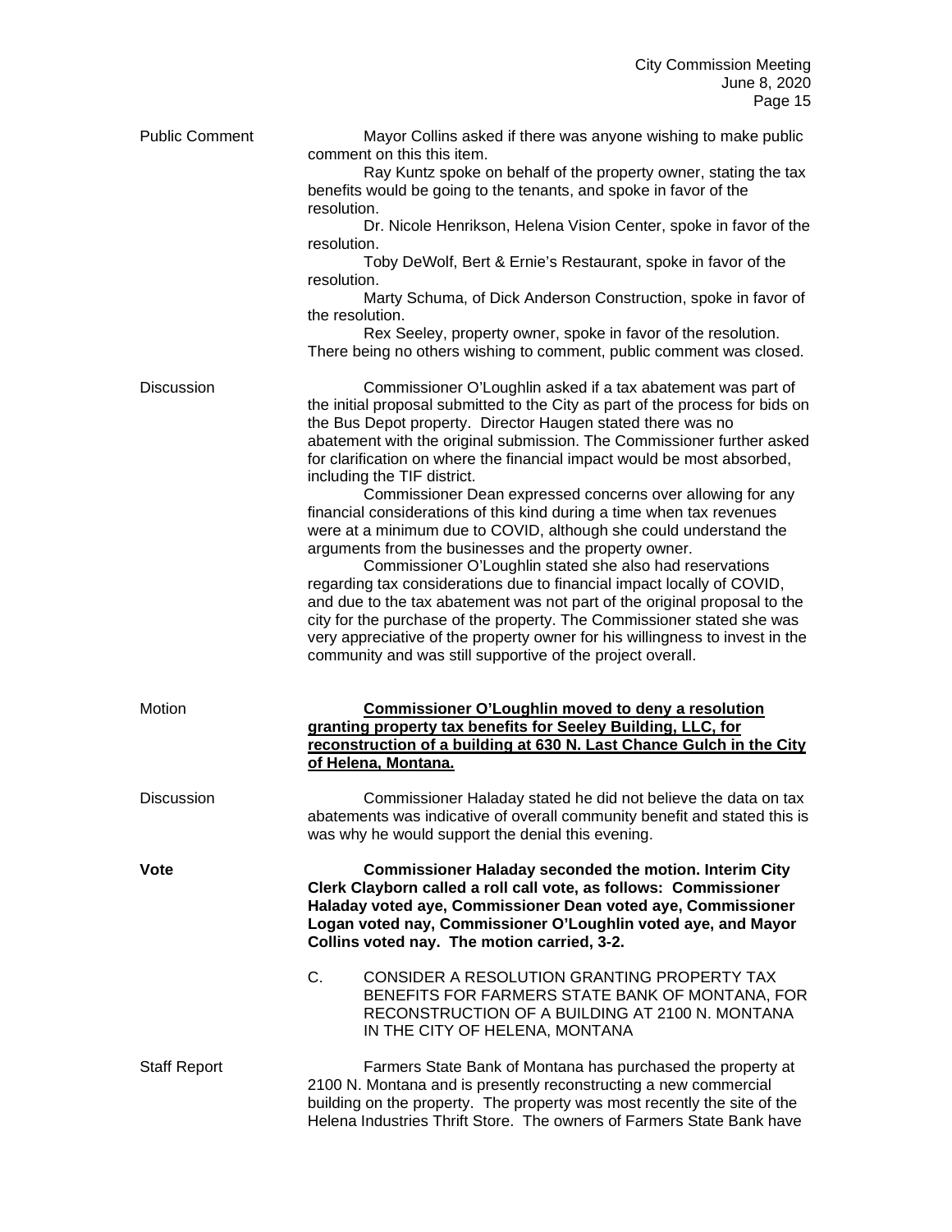**Public Comment**

Mayor Collins asked if there was anyone wishing to make public comment on this this item.

Ray Kuntz spoke on behalf of the property owner, stating the tax benefits would be going to the tenants, and spoke in favor of the resolution.

Dr. Nicole Henrikson, Helena Vision Center, spoke in favor of the resolution.

Toby DeWolf, Bert & Ernie's Restaurant, spoke in favor of the resolution.

Marty Schuma, of Dick Anderson Construction, spoke in favor of the resolution.

Rex Seeley, property owner, spoke in favor of the resolution. There being no others wishing to comment, public comment was closed.

**Discussion**

Commissioner O'Loughlin asked if a tax abatement was part of the initial proposal submitted to the City as part of the process for bids on the Bus Depot property. Director Haugen stated there was no abatement with the original submission. The Commissioner further asked for clarification on where the financial impact would be most absorbed, including the TIF district.

Commissioner Dean expressed concerns over allowing for any financial considerations of this kind during a time when tax revenues were at a minimum due to COVID, although she could understand the arguments from the businesses and the property owner.

Commissioner O'Loughlin stated she also had reservations regarding tax considerations due to financial impact locally of COVID, and due to the tax abatement was not part of the original proposal to the city for the purchase of the property. The Commissioner stated she was very appreciative of the property owner for his willingness to invest in the community and was still supportive of the project overall.

**Motion**

**Commissioner O'Loughlin moved to deny a resolution granting property tax benefits for Seeley Building, LLC, for reconstruction of a building at 630 N. Last Chance Gulch in the City of Helena, Montana.**

**Discussion**

Commissioner Haladay stated he did not believe the data on tax abatements was indicative of overall community benefit and stated this is was why he would support the denial this evening.

**Vote**

**Commissioner Haladay seconded the motion. Interim City Clerk Clayborn called a roll call vote, as follows: Commissioner Haladay voted aye, Commissioner Dean voted aye, Commissioner Logan voted nay, Commissioner O'Loughlin voted aye, and Mayor Collins voted nay. The motion carried, 3-2.**

C. CONSIDER A RESOLUTION GRANTING PROPERTY TAX BENEFITS FOR FARMERS STATE BANK OF MONTANA, FOR RECONSTRUCTION OF A BUILDING AT 2100 N. MONTANA IN THE CITY OF HELENA, MONTANA

**Staff Report**

Farmers State Bank of Montana has purchased the property at 2100 N. Montana and is presently reconstructing a new commercial building on the property. The property was most recently the site of the Helena Industries Thrift Store. The owners of Farmers State Bank have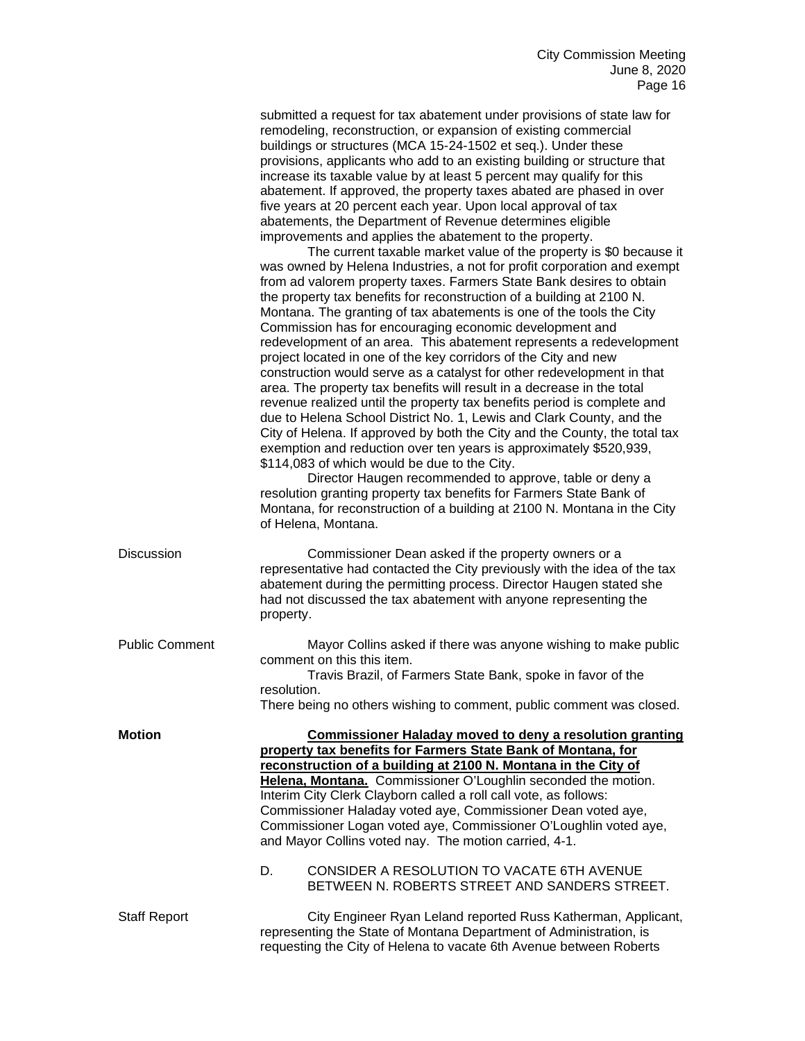submitted a request for tax abatement under provisions of state law for remodeling, reconstruction, or expansion of existing commercial buildings or structures (MCA 15-24-1502 et seq.). Under these provisions, applicants who add to an existing building or structure that increase its taxable value by at least 5 percent may qualify for this abatement. If approved, the property taxes abated are phased in over five years at 20 percent each year. Upon local approval of tax abatements, the Department of Revenue determines eligible improvements and applies the abatement to the property.

The current taxable market value of the property is $0 because it was owned by Helena Industries, a not for profit corporation and exempt from ad valorem property taxes. Farmers State Bank desires to obtain the property tax benefits for reconstruction of a building at 2100 N. Montana. The granting of tax abatements is one of the tools the City Commission has for encouraging economic development and redevelopment of an area. This abatement represents a redevelopment project located in one of the key corridors of the City and new construction would serve as a catalyst for other redevelopment in that area. The property tax benefits will result in a decrease in the total revenue realized until the property tax benefits period is complete and due to Helena School District No. 1, Lewis and Clark County, and the City of Helena. If approved by both the City and the County, the total tax exemption and reduction over ten years is approximately $520,939, $114,083 of which would be due to the City.

Director Haugen recommended to approve, table or deny a resolution granting property tax benefits for Farmers State Bank of Montana, for reconstruction of a building at 2100 N. Montana in the City of Helena, Montana.

Discussion

Commissioner Dean asked if the property owners or a representative had contacted the City previously with the idea of the tax abatement during the permitting process. Director Haugen stated she had not discussed the tax abatement with anyone representing the property.

Public Comment

Mayor Collins asked if there was anyone wishing to make public comment on this this item.

Travis Brazil, of Farmers State Bank, spoke in favor of the resolution.

There being no others wishing to comment, public comment was closed.

**Motion**

**Commissioner Haladay moved to deny a resolution granting property tax benefits for Farmers State Bank of Montana, for reconstruction of a building at 2100 N. Montana in the City of Helena, Montana.** Commissioner O'Loughlin seconded the motion. Interim City Clerk Clayborn called a roll call vote, as follows: Commissioner Haladay voted aye, Commissioner Dean voted aye, Commissioner Logan voted aye, Commissioner O'Loughlin voted aye, and Mayor Collins voted nay. The motion carried, 4-1.

D. CONSIDER A RESOLUTION TO VACATE 6TH AVENUE BETWEEN N. ROBERTS STREET AND SANDERS STREET.

Staff Report

City Engineer Ryan Leland reported Russ Katherman, Applicant, representing the State of Montana Department of Administration, is requesting the City of Helena to vacate 6th Avenue between Roberts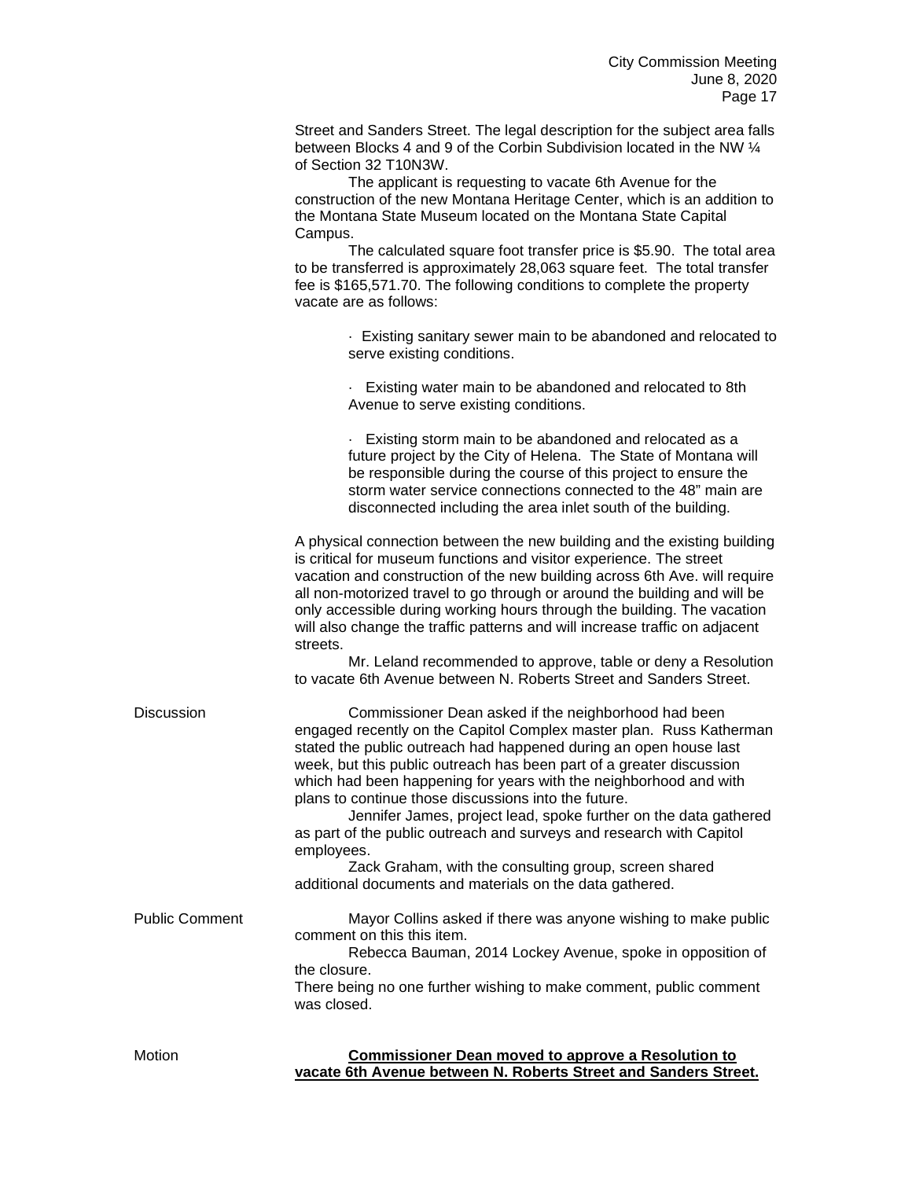Street and Sanders Street. The legal description for the subject area falls between Blocks 4 and 9 of the Corbin Subdivision located in the NW ¼ of Section 32 T10N3W.

The applicant is requesting to vacate 6th Avenue for the construction of the new Montana Heritage Center, which is an addition to the Montana State Museum located on the Montana State Capital Campus.

The calculated square foot transfer price is $5.90. The total area to be transferred is approximately 28,063 square feet. The total transfer fee is $165,571.70. The following conditions to complete the property vacate are as follows:

- Existing sanitary sewer main to be abandoned and relocated to serve existing conditions.
- Existing water main to be abandoned and relocated to 8th Avenue to serve existing conditions.
- Existing storm main to be abandoned and relocated as a future project by the City of Helena. The State of Montana will be responsible during the course of this project to ensure the storm water service connections connected to the 48" main are disconnected including the area inlet south of the building.

A physical connection between the new building and the existing building is critical for museum functions and visitor experience. The street vacation and construction of the new building across 6th Ave. will require all non-motorized travel to go through or around the building and will be only accessible during working hours through the building. The vacation will also change the traffic patterns and will increase traffic on adjacent streets.

Mr. Leland recommended to approve, table or deny a Resolution to vacate 6th Avenue between N. Roberts Street and Sanders Street.

**Discussion**

Commissioner Dean asked if the neighborhood had been engaged recently on the Capitol Complex master plan. Russ Katherman stated the public outreach had happened during an open house last week, but this public outreach has been part of a greater discussion which had been happening for years with the neighborhood and with plans to continue those discussions into the future.

Jennifer James, project lead, spoke further on the data gathered as part of the public outreach and surveys and research with Capitol employees.

Zack Graham, with the consulting group, screen shared additional documents and materials on the data gathered.

**Public Comment**

Mayor Collins asked if there was anyone wishing to make public comment on this item.

Rebecca Bauman, 2014 Lockey Avenue, spoke in opposition of the closure.

There being no one further wishing to make comment, public comment was closed.

**Motion**

**Commissioner Dean moved to approve a Resolution to vacate 6th Avenue between N. Roberts Street and Sanders Street.**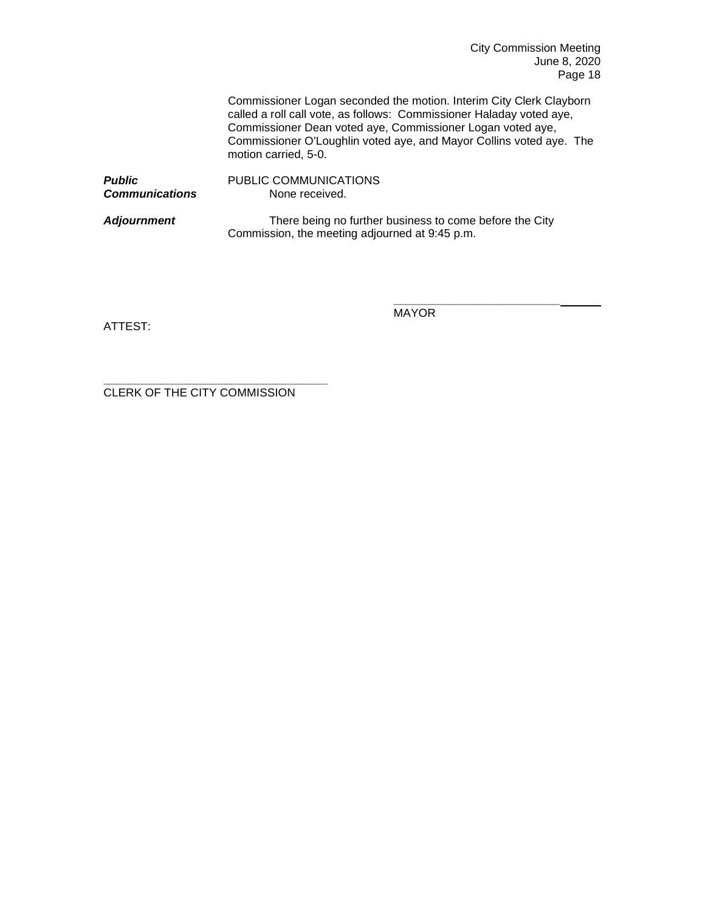Commissioner Logan seconded the motion. Interim City Clerk Clayborn called a roll call vote, as follows: Commissioner Haladay voted aye, Commissioner Dean voted aye, Commissioner Logan voted aye, Commissioner O'Loughlin voted aye, and Mayor Collins voted aye. The motion carried, 5-0.

***Public Communications***

PUBLIC COMMUNICATIONS
None received.

***Adjournment***

There being no further business to come before the City Commission, the meeting adjourned at 9:45 p.m.

_______________________________
MAYOR

ATTEST:

_______________________________
CLERK OF THE CITY COMMISSION